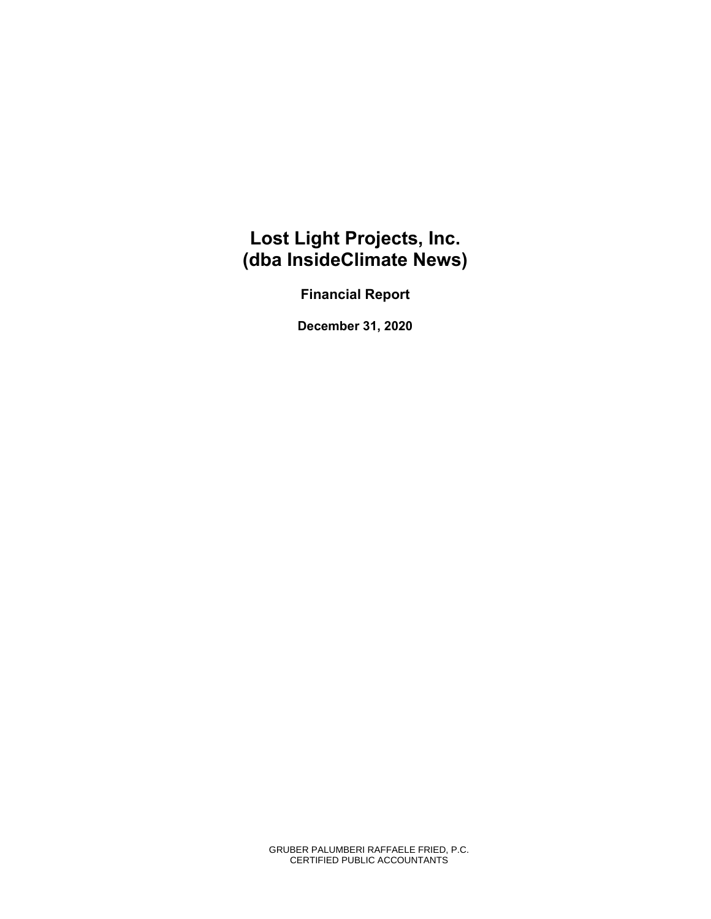# Lost Light Projects, Inc.
# (dba InsideClimate News)

**Financial Report**

**December 31, 2020**

GRUBER PALUMBERI RAFFAELE FRIED, P.C.
CERTIFIED PUBLIC ACCOUNTANTS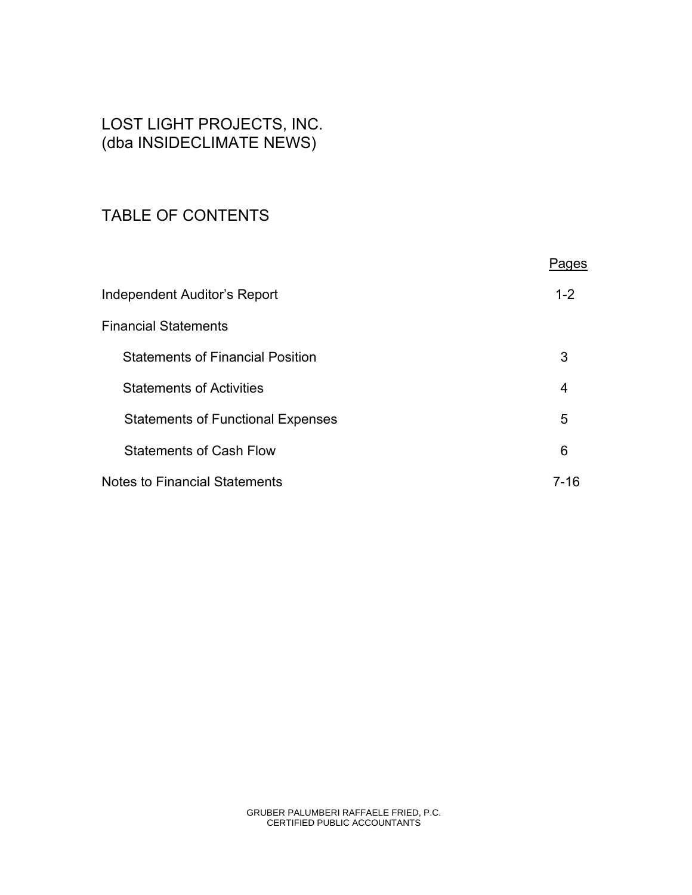# LOST LIGHT PROJECTS, INC.
# (dba INSIDECLIMATE NEWS)

## TABLE OF CONTENTS

| | Pages |
|---|---|
| Independent Auditor's Report | 1-2 |
| Financial Statements | |
| Statements of Financial Position | 3 |
| Statements of Activities | 4 |
| Statements of Functional Expenses | 5 |
| Statements of Cash Flow | 6 |
| Notes to Financial Statements | 7-16 |

GRUBER PALUMBERI RAFFAELE FRIED, P.C.
CERTIFIED PUBLIC ACCOUNTANTS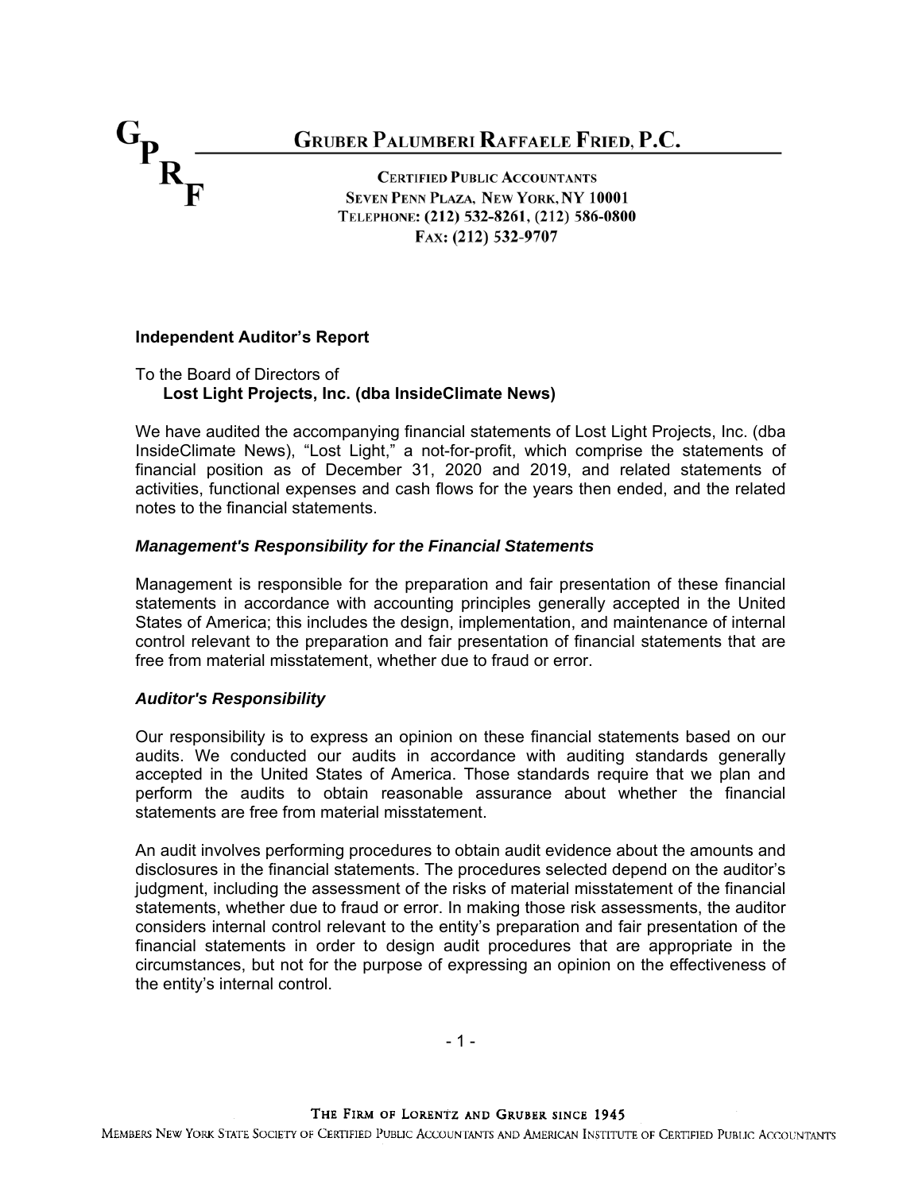# GRUBER PALUMBERI RAFFAELE FRIED, P.C.

CERTIFIED PUBLIC ACCOUNTANTS
SEVEN PENN PLAZA, NEW YORK, NY 10001
TELEPHONE: (212) 532-8261, (212) 586-0800
FAX: (212) 532-9707

**Independent Auditor's Report**

To the Board of Directors of
**Lost Light Projects, Inc. (dba InsideClimate News)**

We have audited the accompanying financial statements of Lost Light Projects, Inc. (dba InsideClimate News), "Lost Light," a not-for-profit, which comprise the statements of financial position as of December 31, 2020 and 2019, and related statements of activities, functional expenses and cash flows for the years then ended, and the related notes to the financial statements.

***Management's Responsibility for the Financial Statements***

Management is responsible for the preparation and fair presentation of these financial statements in accordance with accounting principles generally accepted in the United States of America; this includes the design, implementation, and maintenance of internal control relevant to the preparation and fair presentation of financial statements that are free from material misstatement, whether due to fraud or error.

***Auditor's Responsibility***

Our responsibility is to express an opinion on these financial statements based on our audits. We conducted our audits in accordance with auditing standards generally accepted in the United States of America. Those standards require that we plan and perform the audits to obtain reasonable assurance about whether the financial statements are free from material misstatement.

An audit involves performing procedures to obtain audit evidence about the amounts and disclosures in the financial statements. The procedures selected depend on the auditor's judgment, including the assessment of the risks of material misstatement of the financial statements, whether due to fraud or error. In making those risk assessments, the auditor considers internal control relevant to the entity's preparation and fair presentation of the financial statements in order to design audit procedures that are appropriate in the circumstances, but not for the purpose of expressing an opinion on the effectiveness of the entity's internal control.

THE FIRM OF LORENTZ AND GRUBER SINCE 1945
MEMBERS NEW YORK STATE SOCIETY OF CERTIFIED PUBLIC ACCOUNTANTS AND AMERICAN INSTITUTE OF CERTIFIED PUBLIC ACCOUNTANTS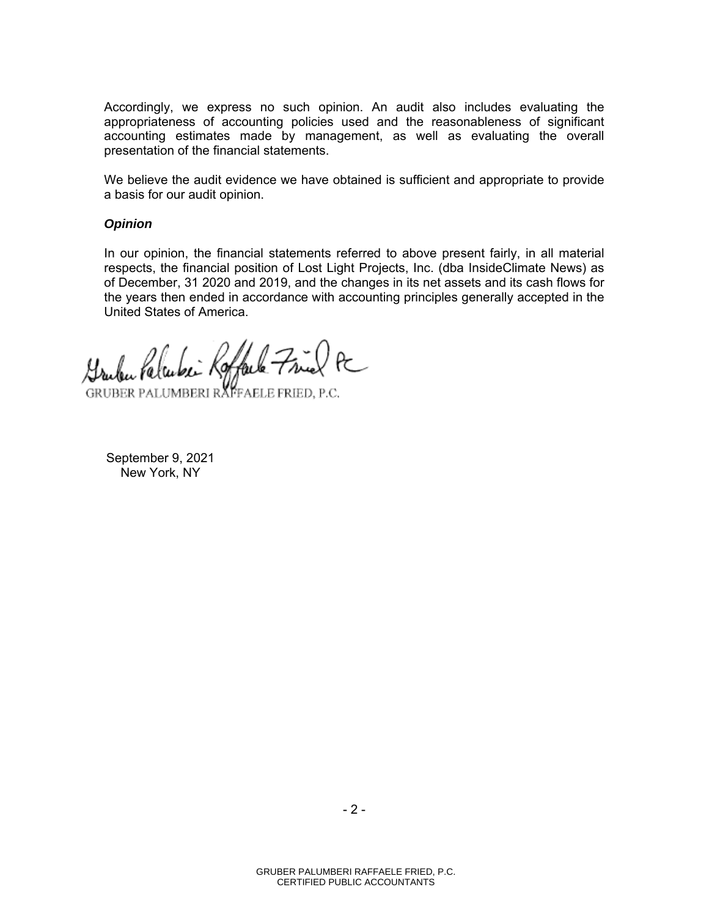Accordingly, we express no such opinion. An audit also includes evaluating the appropriateness of accounting policies used and the reasonableness of significant accounting estimates made by management, as well as evaluating the overall presentation of the financial statements.

We believe the audit evidence we have obtained is sufficient and appropriate to provide a basis for our audit opinion.

***Opinion***

In our opinion, the financial statements referred to above present fairly, in all material respects, the financial position of Lost Light Projects, Inc. (dba InsideClimate News) as of December, 31 2020 and 2019, and the changes in its net assets and its cash flows for the years then ended in accordance with accounting principles generally accepted in the United States of America.

Gruber Palumberi Raffaele Fried PC

GRUBER PALUMBERI RAFFAELE FRIED, P.C.

September 9, 2021
New York, NY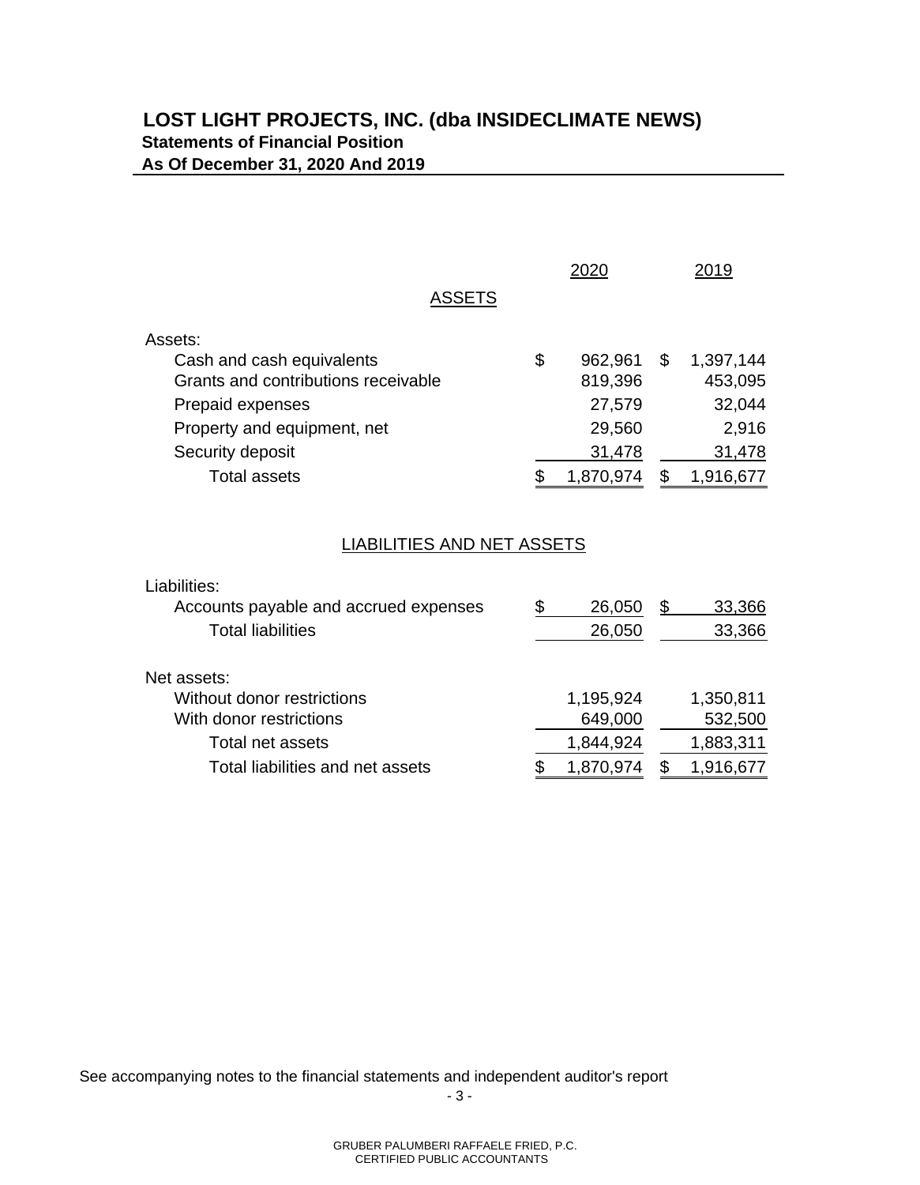# LOST LIGHT PROJECTS, INC. (dba INSIDECLIMATE NEWS)

## Statements of Financial Position

### As Of December 31, 2020 And 2019

| | 2020 | 2019 |
|---|---|---|
| **ASSETS** | | |
| Assets: | | |
| Cash and cash equivalents | $ 962,961 | $ 1,397,144 |
| Grants and contributions receivable | 819,396 | 453,095 |
| Prepaid expenses | 27,579 | 32,044 |
| Property and equipment, net | 29,560 | 2,916 |
| Security deposit | 31,478 | 31,478 |
| Total assets | $ 1,870,974 | $ 1,916,677 |
| **LIABILITIES AND NET ASSETS** | | |
| Liabilities: | | |
| Accounts payable and accrued expenses | $ 26,050 | $ 33,366 |
| Total liabilities | 26,050 | 33,366 |
| Net assets: | | |
| Without donor restrictions | 1,195,924 | 1,350,811 |
| With donor restrictions | 649,000 | 532,500 |
| Total net assets | 1,844,924 | 1,883,311 |
| Total liabilities and net assets | $ 1,870,974 | $ 1,916,677 |

See accompanying notes to the financial statements and independent auditor's report

GRUBER PALUMBERI RAFFAELE FRIED, P.C.
CERTIFIED PUBLIC ACCOUNTANTS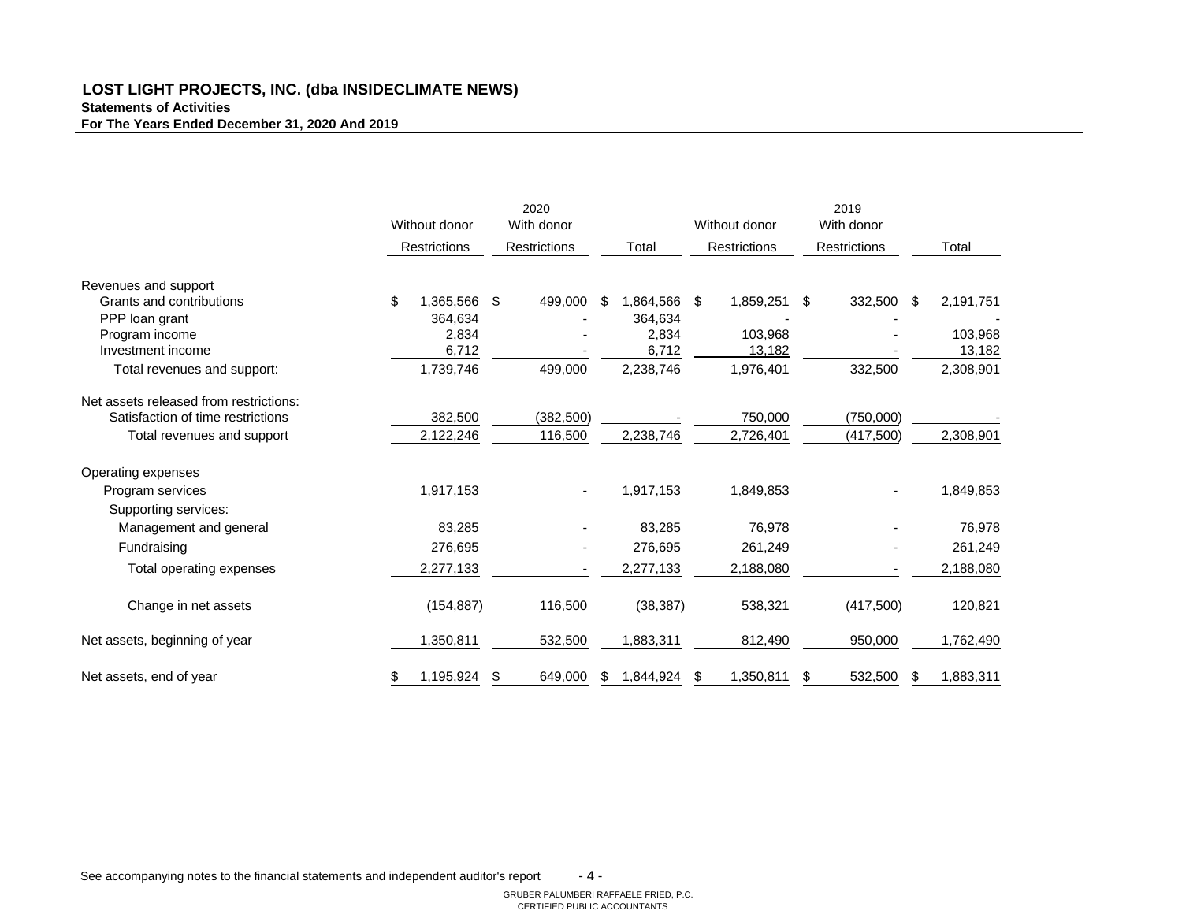**LOST LIGHT PROJECTS, INC. (dba INSIDECLIMATE NEWS)**
**Statements of Activities**
**For The Years Ended December 31, 2020 And 2019**

| | 2020 | | | 2019 | | |
|---|---|---|---|---|---|---|
| | Without donor Restrictions | With donor Restrictions | Total | Without donor Restrictions | With donor Restrictions | Total |
| Revenues and support | | | | | | |
| Grants and contributions | $ 1,365,566 | $ 499,000 | $ 1,864,566 | $ 1,859,251 | $ 332,500 | $ 2,191,751 |
| PPP loan grant | 364,634 | - | 364,634 | - | - | - |
| Program income | 2,834 | - | 2,834 | 103,968 | - | 103,968 |
| Investment income | 6,712 | - | 6,712 | 13,182 | - | 13,182 |
| Total revenues and support: | 1,739,746 | 499,000 | 2,238,746 | 1,976,401 | 332,500 | 2,308,901 |
| Net assets released from restrictions: | | | | | | |
| Satisfaction of time restrictions | 382,500 | (382,500) | - | 750,000 | (750,000) | - |
| Total revenues and support | 2,122,246 | 116,500 | 2,238,746 | 2,726,401 | (417,500) | 2,308,901 |
| Operating expenses | | | | | | |
| Program services | 1,917,153 | - | 1,917,153 | 1,849,853 | - | 1,849,853 |
| Supporting services: | | | | | | |
| Management and general | 83,285 | - | 83,285 | 76,978 | - | 76,978 |
| Fundraising | 276,695 | - | 276,695 | 261,249 | - | 261,249 |
| Total operating expenses | 2,277,133 | - | 2,277,133 | 2,188,080 | - | 2,188,080 |
| Change in net assets | (154,887) | 116,500 | (38,387) | 538,321 | (417,500) | 120,821 |
| Net assets, beginning of year | 1,350,811 | 532,500 | 1,883,311 | 812,490 | 950,000 | 1,762,490 |
| Net assets, end of year | $ 1,195,924 | $ 649,000 | $ 1,844,924 | $ 1,350,811 | $ 532,500 | $ 1,883,311 |

See accompanying notes to the financial statements and independent auditor's report

GRUBER PALUMBERI RAFFAELE FRIED, P.C.
CERTIFIED PUBLIC ACCOUNTANTS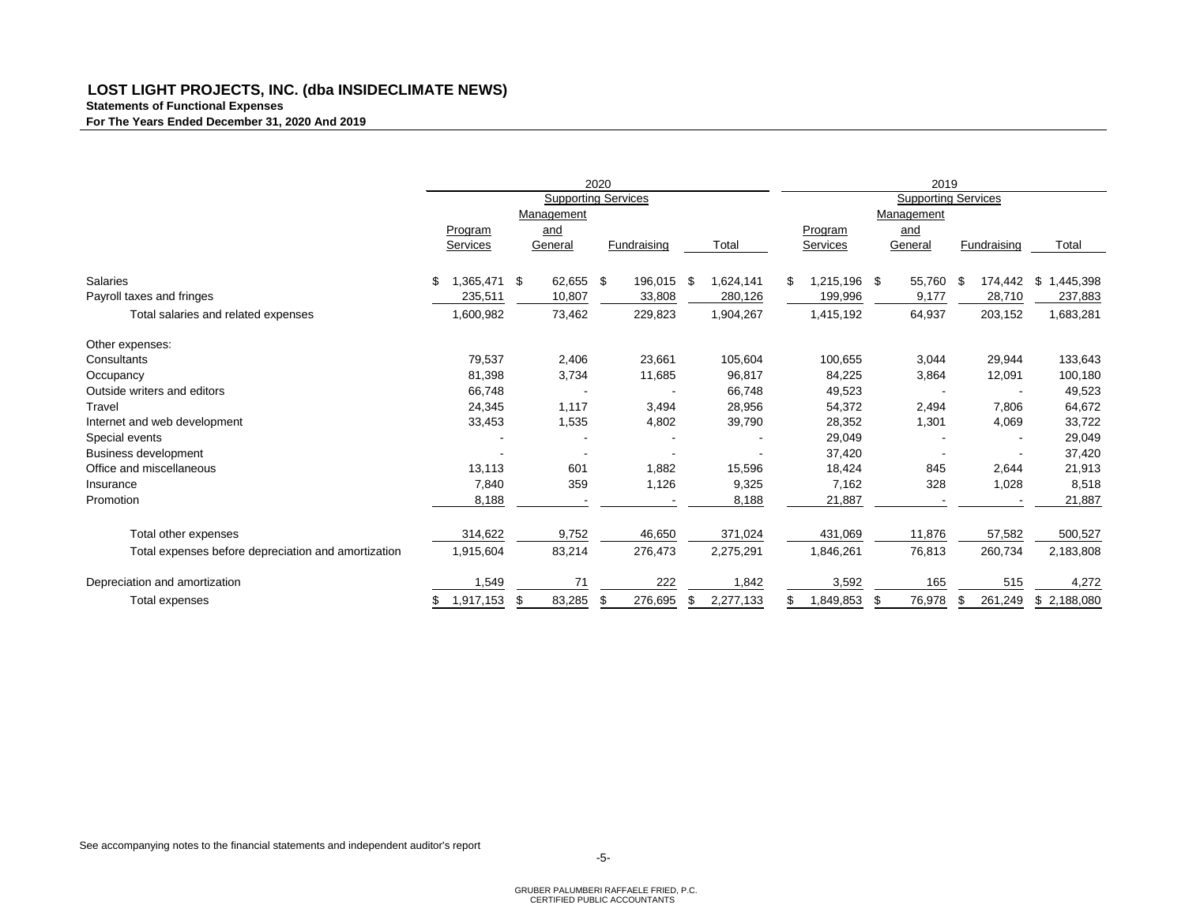# LOST LIGHT PROJECTS, INC. (dba INSIDECLIMATE NEWS)

**Statements of Functional Expenses**

**For The Years Ended December 31, 2020 And 2019**

| | 2020 | | | | 2019 | | | |
|---|---|---|---|---|---|---|---|---|
| | | Supporting Services | | | | Supporting Services | | |
| | Program Services | Management and General | Fundraising | Total | Program Services | Management and General | Fundraising | Total |
| Salaries | $ 1,365,471 | $ 62,655 | $ 196,015 | $ 1,624,141 | $ 1,215,196 | $ 55,760 | $ 174,442 | $ 1,445,398 |
| Payroll taxes and fringes | 235,511 | 10,807 | 33,808 | 280,126 | 199,996 | 9,177 | 28,710 | 237,883 |
| Total salaries and related expenses | 1,600,982 | 73,462 | 229,823 | 1,904,267 | 1,415,192 | 64,937 | 203,152 | 1,683,281 |
| Other expenses: | | | | | | | | |
| Consultants | 79,537 | 2,406 | 23,661 | 105,604 | 100,655 | 3,044 | 29,944 | 133,643 |
| Occupancy | 81,398 | 3,734 | 11,685 | 96,817 | 84,225 | 3,864 | 12,091 | 100,180 |
| Outside writers and editors | 66,748 | - | - | 66,748 | 49,523 | - | - | 49,523 |
| Travel | 24,345 | 1,117 | 3,494 | 28,956 | 54,372 | 2,494 | 7,806 | 64,672 |
| Internet and web development | 33,453 | 1,535 | 4,802 | 39,790 | 28,352 | 1,301 | 4,069 | 33,722 |
| Special events | - | - | - | - | 29,049 | - | - | 29,049 |
| Business development | - | - | - | - | 37,420 | - | - | 37,420 |
| Office and miscellaneous | 13,113 | 601 | 1,882 | 15,596 | 18,424 | 845 | 2,644 | 21,913 |
| Insurance | 7,840 | 359 | 1,126 | 9,325 | 7,162 | 328 | 1,028 | 8,518 |
| Promotion | 8,188 | - | - | 8,188 | 21,887 | - | - | 21,887 |
| Total other expenses | 314,622 | 9,752 | 46,650 | 371,024 | 431,069 | 11,876 | 57,582 | 500,527 |
| Total expenses before depreciation and amortization | 1,915,604 | 83,214 | 276,473 | 2,275,291 | 1,846,261 | 76,813 | 260,734 | 2,183,808 |
| Depreciation and amortization | 1,549 | 71 | 222 | 1,842 | 3,592 | 165 | 515 | 4,272 |
| Total expenses | $ 1,917,153 | $ 83,285 | $ 276,695 | $ 2,277,133 | $ 1,849,853 | $ 76,978 | $ 261,249 | $ 2,188,080 |

See accompanying notes to the financial statements and independent auditor's report

GRUBER PALUMBERI RAFFAELE FRIED, P.C.
CERTIFIED PUBLIC ACCOUNTANTS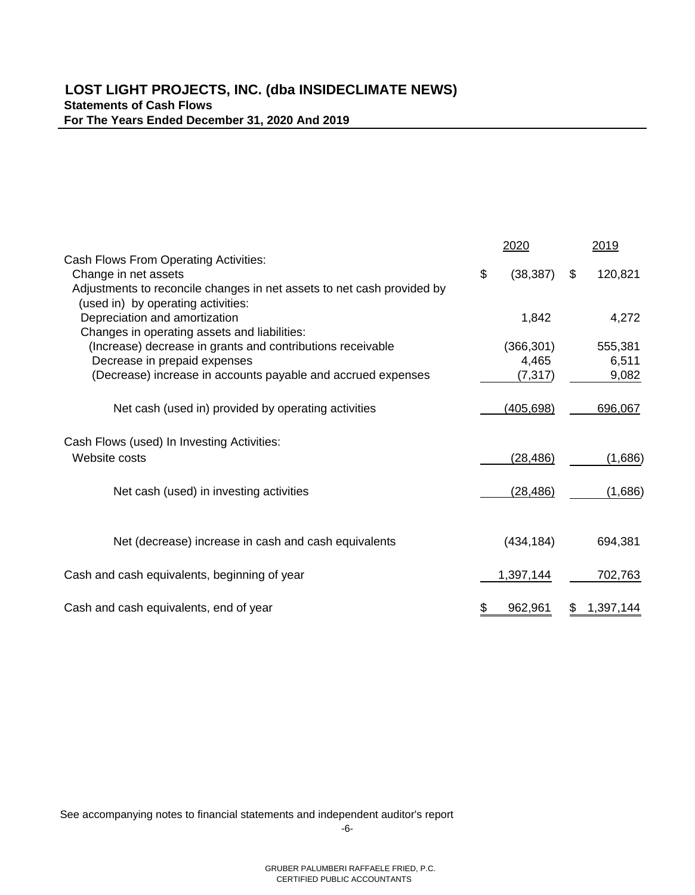# LOST LIGHT PROJECTS, INC. (dba INSIDECLIMATE NEWS)

## Statements of Cash Flows

### For The Years Ended December 31, 2020 And 2019

| | 2020 | 2019 |
|---|---|---|
| Cash Flows From Operating Activities: | | |
| Change in net assets | $ (38,387) | $ 120,821 |
| Adjustments to reconcile changes in net assets to net cash provided by (used in) by operating activities: | | |
| Depreciation and amortization | 1,842 | 4,272 |
| Changes in operating assets and liabilities: | | |
| (Increase) decrease in grants and contributions receivable | (366,301) | 555,381 |
| Decrease in prepaid expenses | 4,465 | 6,511 |
| (Decrease) increase in accounts payable and accrued expenses | (7,317) | 9,082 |
| Net cash (used in) provided by operating activities | (405,698) | 696,067 |
| Cash Flows (used) In Investing Activities: | | |
| Website costs | (28,486) | (1,686) |
| Net cash (used) in investing activities | (28,486) | (1,686) |
| Net (decrease) increase in cash and cash equivalents | (434,184) | 694,381 |
| Cash and cash equivalents, beginning of year | 1,397,144 | 702,763 |
| Cash and cash equivalents, end of year | $ 962,961 | $ 1,397,144 |

See accompanying notes to financial statements and independent auditor's report

GRUBER PALUMBERI RAFFAELE FRIED, P.C.
CERTIFIED PUBLIC ACCOUNTANTS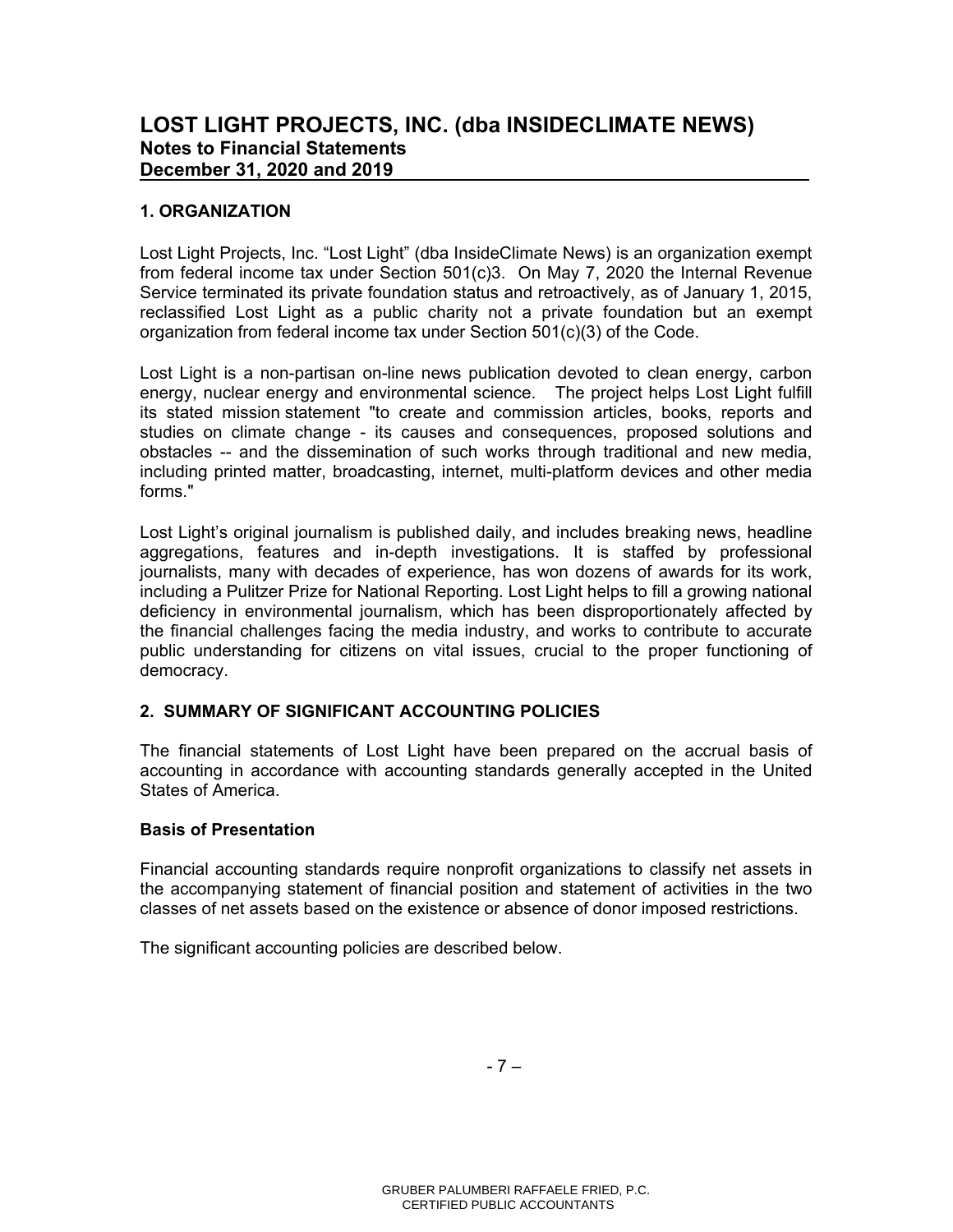# LOST LIGHT PROJECTS, INC. (dba INSIDECLIMATE NEWS)
## Notes to Financial Statements
## December 31, 2020 and 2019

### 1. ORGANIZATION

Lost Light Projects, Inc. "Lost Light" (dba InsideClimate News) is an organization exempt from federal income tax under Section 501(c)3. On May 7, 2020 the Internal Revenue Service terminated its private foundation status and retroactively, as of January 1, 2015, reclassified Lost Light as a public charity not a private foundation but an exempt organization from federal income tax under Section 501(c)(3) of the Code.

Lost Light is a non-partisan on-line news publication devoted to clean energy, carbon energy, nuclear energy and environmental science. The project helps Lost Light fulfill its stated mission statement "to create and commission articles, books, reports and studies on climate change - its causes and consequences, proposed solutions and obstacles -- and the dissemination of such works through traditional and new media, including printed matter, broadcasting, internet, multi-platform devices and other media forms."

Lost Light's original journalism is published daily, and includes breaking news, headline aggregations, features and in-depth investigations. It is staffed by professional journalists, many with decades of experience, has won dozens of awards for its work, including a Pulitzer Prize for National Reporting. Lost Light helps to fill a growing national deficiency in environmental journalism, which has been disproportionately affected by the financial challenges facing the media industry, and works to contribute to accurate public understanding for citizens on vital issues, crucial to the proper functioning of democracy.

### 2. SUMMARY OF SIGNIFICANT ACCOUNTING POLICIES

The financial statements of Lost Light have been prepared on the accrual basis of accounting in accordance with accounting standards generally accepted in the United States of America.

#### Basis of Presentation

Financial accounting standards require nonprofit organizations to classify net assets in the accompanying statement of financial position and statement of activities in the two classes of net assets based on the existence or absence of donor imposed restrictions.

The significant accounting policies are described below.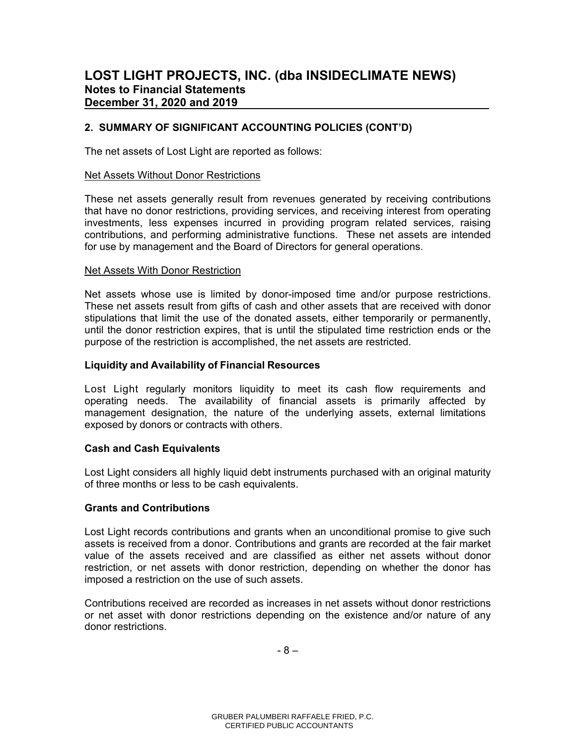## 2. SUMMARY OF SIGNIFICANT ACCOUNTING POLICIES (CONT'D)

The net assets of Lost Light are reported as follows:

Net Assets Without Donor Restrictions

These net assets generally result from revenues generated by receiving contributions that have no donor restrictions, providing services, and receiving interest from operating investments, less expenses incurred in providing program related services, raising contributions, and performing administrative functions. These net assets are intended for use by management and the Board of Directors for general operations.

Net Assets With Donor Restriction

Net assets whose use is limited by donor-imposed time and/or purpose restrictions. These net assets result from gifts of cash and other assets that are received with donor stipulations that limit the use of the donated assets, either temporarily or permanently, until the donor restriction expires, that is until the stipulated time restriction ends or the purpose of the restriction is accomplished, the net assets are restricted.

### Liquidity and Availability of Financial Resources

Lost Light regularly monitors liquidity to meet its cash flow requirements and operating needs. The availability of financial assets is primarily affected by management designation, the nature of the underlying assets, external limitations exposed by donors or contracts with others.

### Cash and Cash Equivalents

Lost Light considers all highly liquid debt instruments purchased with an original maturity of three months or less to be cash equivalents.

### Grants and Contributions

Lost Light records contributions and grants when an unconditional promise to give such assets is received from a donor. Contributions and grants are recorded at the fair market value of the assets received and are classified as either net assets without donor restriction, or net assets with donor restriction, depending on whether the donor has imposed a restriction on the use of such assets.

Contributions received are recorded as increases in net assets without donor restrictions or net asset with donor restrictions depending on the existence and/or nature of any donor restrictions.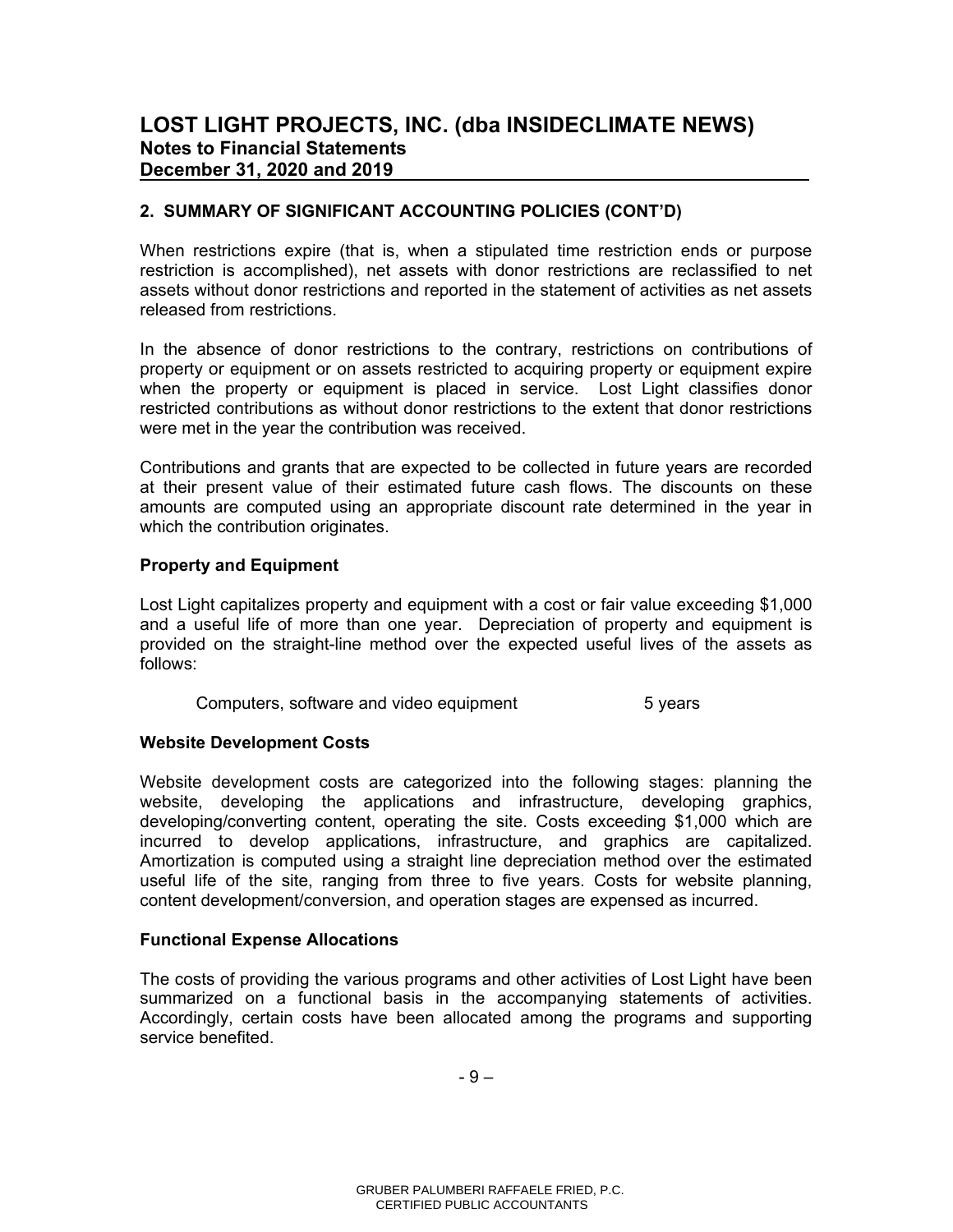## 2. SUMMARY OF SIGNIFICANT ACCOUNTING POLICIES (CONT'D)

When restrictions expire (that is, when a stipulated time restriction ends or purpose restriction is accomplished), net assets with donor restrictions are reclassified to net assets without donor restrictions and reported in the statement of activities as net assets released from restrictions.

In the absence of donor restrictions to the contrary, restrictions on contributions of property or equipment or on assets restricted to acquiring property or equipment expire when the property or equipment is placed in service. Lost Light classifies donor restricted contributions as without donor restrictions to the extent that donor restrictions were met in the year the contribution was received.

Contributions and grants that are expected to be collected in future years are recorded at their present value of their estimated future cash flows. The discounts on these amounts are computed using an appropriate discount rate determined in the year in which the contribution originates.

### Property and Equipment

Lost Light capitalizes property and equipment with a cost or fair value exceeding $1,000 and a useful life of more than one year. Depreciation of property and equipment is provided on the straight-line method over the expected useful lives of the assets as follows:

| | |
|---|---|
| Computers, software and video equipment | 5 years |

### Website Development Costs

Website development costs are categorized into the following stages: planning the website, developing the applications and infrastructure, developing graphics, developing/converting content, operating the site. Costs exceeding $1,000 which are incurred to develop applications, infrastructure, and graphics are capitalized. Amortization is computed using a straight line depreciation method over the estimated useful life of the site, ranging from three to five years. Costs for website planning, content development/conversion, and operation stages are expensed as incurred.

### Functional Expense Allocations

The costs of providing the various programs and other activities of Lost Light have been summarized on a functional basis in the accompanying statements of activities. Accordingly, certain costs have been allocated among the programs and supporting service benefited.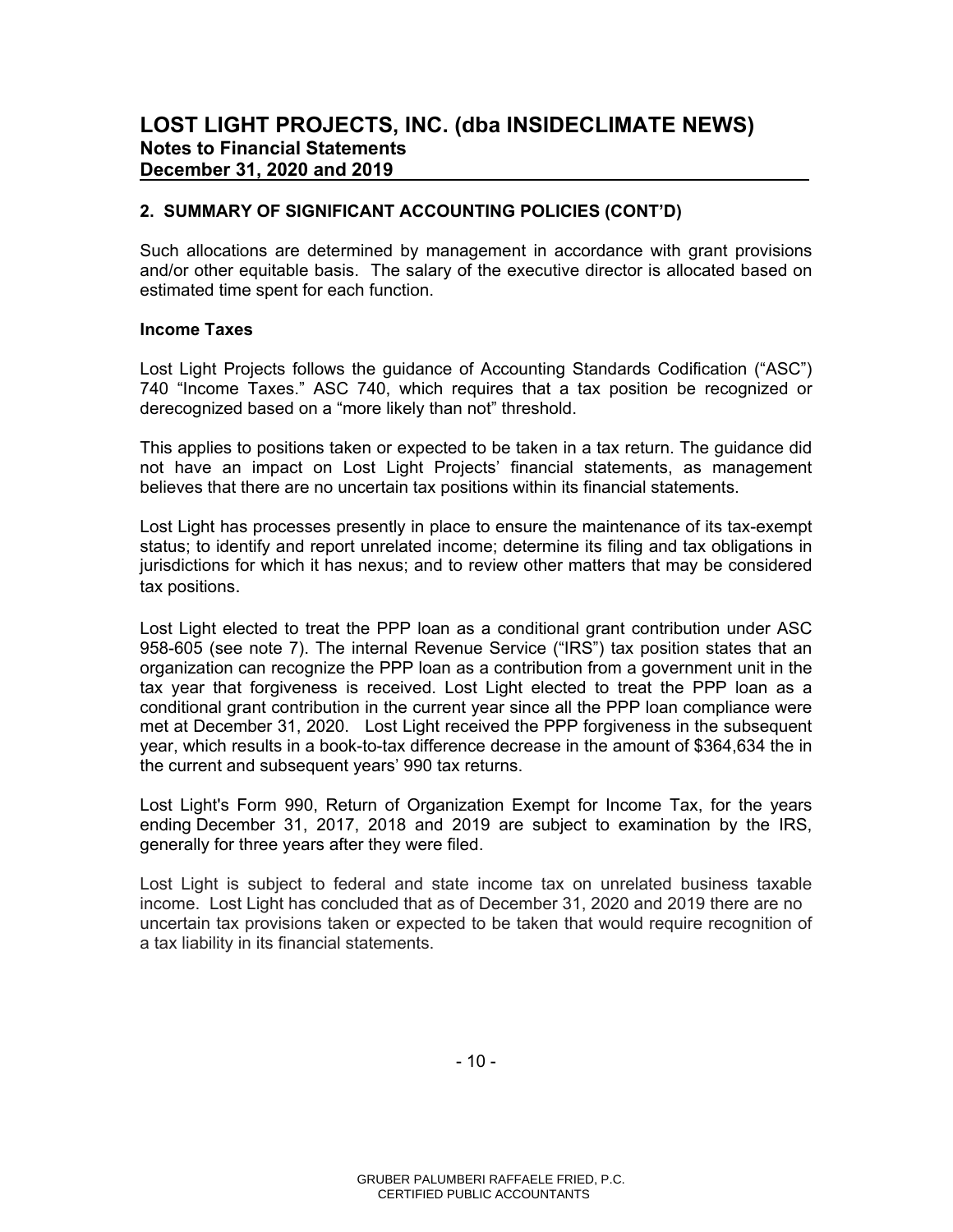## 2. SUMMARY OF SIGNIFICANT ACCOUNTING POLICIES (CONT'D)

Such allocations are determined by management in accordance with grant provisions and/or other equitable basis. The salary of the executive director is allocated based on estimated time spent for each function.

### Income Taxes

Lost Light Projects follows the guidance of Accounting Standards Codification ("ASC") 740 "Income Taxes." ASC 740, which requires that a tax position be recognized or derecognized based on a "more likely than not" threshold.

This applies to positions taken or expected to be taken in a tax return. The guidance did not have an impact on Lost Light Projects' financial statements, as management believes that there are no uncertain tax positions within its financial statements.

Lost Light has processes presently in place to ensure the maintenance of its tax-exempt status; to identify and report unrelated income; determine its filing and tax obligations in jurisdictions for which it has nexus; and to review other matters that may be considered tax positions.

Lost Light elected to treat the PPP loan as a conditional grant contribution under ASC 958-605 (see note 7). The internal Revenue Service ("IRS") tax position states that an organization can recognize the PPP loan as a contribution from a government unit in the tax year that forgiveness is received. Lost Light elected to treat the PPP loan as a conditional grant contribution in the current year since all the PPP loan compliance were met at December 31, 2020. Lost Light received the PPP forgiveness in the subsequent year, which results in a book-to-tax difference decrease in the amount of $364,634 the in the current and subsequent years' 990 tax returns.

Lost Light's Form 990, Return of Organization Exempt for Income Tax, for the years ending December 31, 2017, 2018 and 2019 are subject to examination by the IRS, generally for three years after they were filed.

Lost Light is subject to federal and state income tax on unrelated business taxable income. Lost Light has concluded that as of December 31, 2020 and 2019 there are no uncertain tax provisions taken or expected to be taken that would require recognition of a tax liability in its financial statements.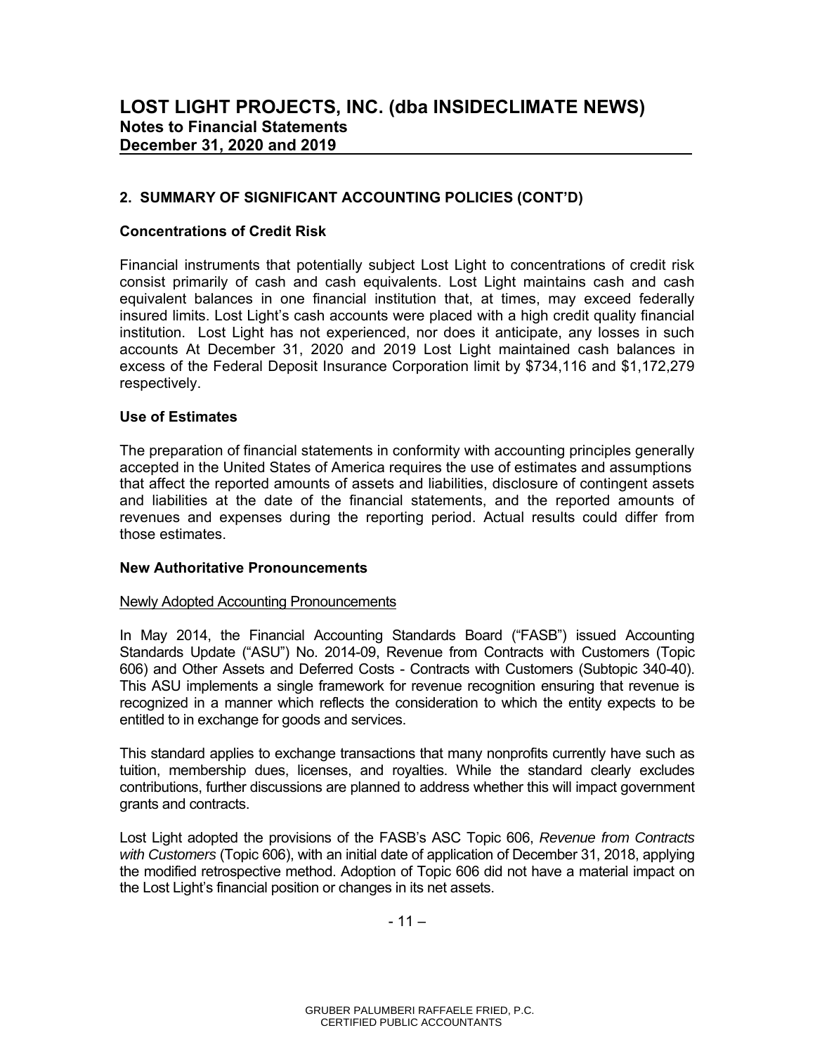## 2. SUMMARY OF SIGNIFICANT ACCOUNTING POLICIES (CONT'D)

### Concentrations of Credit Risk

Financial instruments that potentially subject Lost Light to concentrations of credit risk consist primarily of cash and cash equivalents. Lost Light maintains cash and cash equivalent balances in one financial institution that, at times, may exceed federally insured limits. Lost Light's cash accounts were placed with a high credit quality financial institution. Lost Light has not experienced, nor does it anticipate, any losses in such accounts At December 31, 2020 and 2019 Lost Light maintained cash balances in excess of the Federal Deposit Insurance Corporation limit by $734,116 and $1,172,279 respectively.

### Use of Estimates

The preparation of financial statements in conformity with accounting principles generally accepted in the United States of America requires the use of estimates and assumptions that affect the reported amounts of assets and liabilities, disclosure of contingent assets and liabilities at the date of the financial statements, and the reported amounts of revenues and expenses during the reporting period. Actual results could differ from those estimates.

### New Authoritative Pronouncements

Newly Adopted Accounting Pronouncements

In May 2014, the Financial Accounting Standards Board ("FASB") issued Accounting Standards Update ("ASU") No. 2014-09, Revenue from Contracts with Customers (Topic 606) and Other Assets and Deferred Costs - Contracts with Customers (Subtopic 340-40). This ASU implements a single framework for revenue recognition ensuring that revenue is recognized in a manner which reflects the consideration to which the entity expects to be entitled to in exchange for goods and services.

This standard applies to exchange transactions that many nonprofits currently have such as tuition, membership dues, licenses, and royalties. While the standard clearly excludes contributions, further discussions are planned to address whether this will impact government grants and contracts.

Lost Light adopted the provisions of the FASB's ASC Topic 606, *Revenue from Contracts with Customers* (Topic 606), with an initial date of application of December 31, 2018, applying the modified retrospective method. Adoption of Topic 606 did not have a material impact on the Lost Light's financial position or changes in its net assets.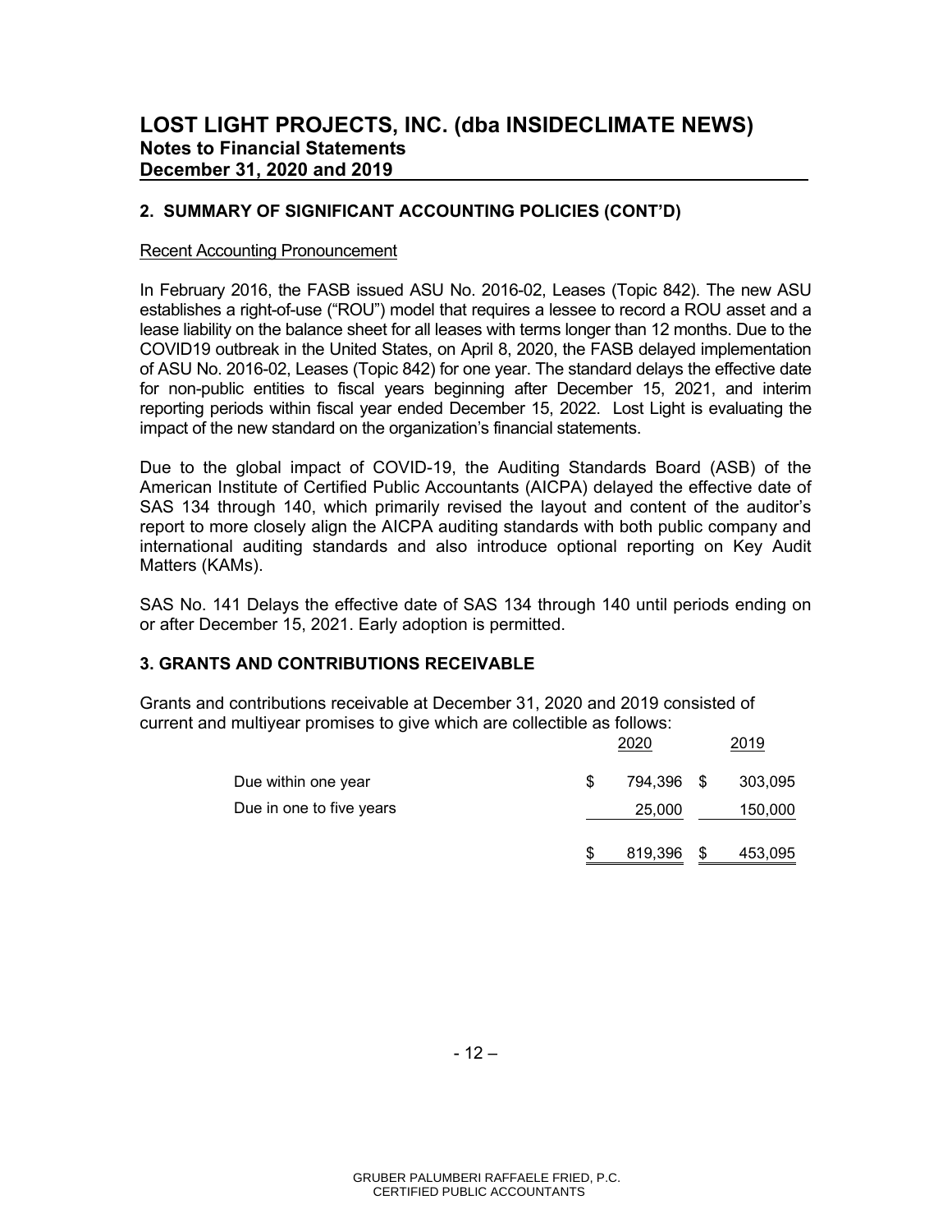## 2. SUMMARY OF SIGNIFICANT ACCOUNTING POLICIES (CONT'D)

Recent Accounting Pronouncement

In February 2016, the FASB issued ASU No. 2016-02, Leases (Topic 842). The new ASU establishes a right-of-use ("ROU") model that requires a lessee to record a ROU asset and a lease liability on the balance sheet for all leases with terms longer than 12 months. Due to the COVID19 outbreak in the United States, on April 8, 2020, the FASB delayed implementation of ASU No. 2016-02, Leases (Topic 842) for one year. The standard delays the effective date for non-public entities to fiscal years beginning after December 15, 2021, and interim reporting periods within fiscal year ended December 15, 2022. Lost Light is evaluating the impact of the new standard on the organization's financial statements.

Due to the global impact of COVID-19, the Auditing Standards Board (ASB) of the American Institute of Certified Public Accountants (AICPA) delayed the effective date of SAS 134 through 140, which primarily revised the layout and content of the auditor's report to more closely align the AICPA auditing standards with both public company and international auditing standards and also introduce optional reporting on Key Audit Matters (KAMs).

SAS No. 141 Delays the effective date of SAS 134 through 140 until periods ending on or after December 15, 2021. Early adoption is permitted.

## 3. GRANTS AND CONTRIBUTIONS RECEIVABLE

Grants and contributions receivable at December 31, 2020 and 2019 consisted of current and multiyear promises to give which are collectible as follows:

| | 2020 | 2019 |
|---|---|---|
| Due within one year | $ 794,396 | $ 303,095 |
| Due in one to five years | 25,000 | 150,000 |
| | $ 819,396 | $ 453,095 |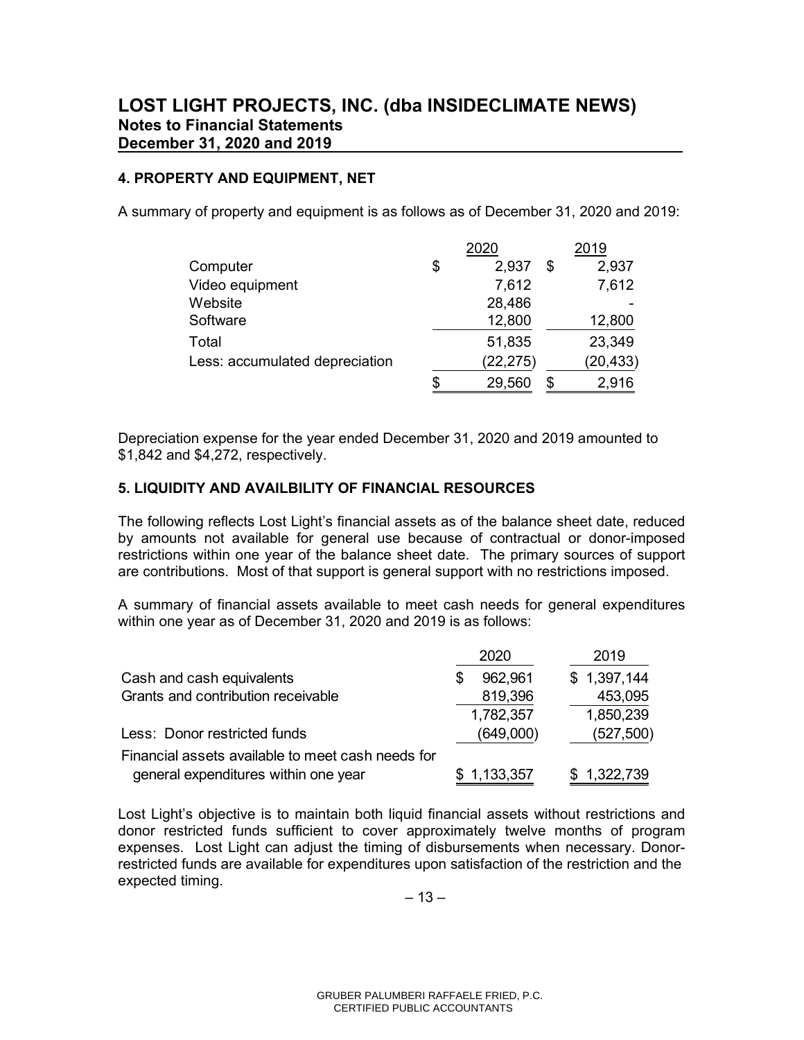# LOST LIGHT PROJECTS, INC. (dba INSIDECLIMATE NEWS)
## Notes to Financial Statements
## December 31, 2020 and 2019

### 4. PROPERTY AND EQUIPMENT, NET

A summary of property and equipment is as follows as of December 31, 2020 and 2019:

| | 2020 | 2019 |
|---|---|---|
| Computer | $ 2,937 | $ 2,937 |
| Video equipment | 7,612 | 7,612 |
| Website | 28,486 | - |
| Software | 12,800 | 12,800 |
| Total | 51,835 | 23,349 |
| Less: accumulated depreciation | (22,275) | (20,433) |
| | $ 29,560 | $ 2,916 |

Depreciation expense for the year ended December 31, 2020 and 2019 amounted to $1,842 and $4,272, respectively.

### 5. LIQUIDITY AND AVAILBILITY OF FINANCIAL RESOURCES

The following reflects Lost Light's financial assets as of the balance sheet date, reduced by amounts not available for general use because of contractual or donor-imposed restrictions within one year of the balance sheet date. The primary sources of support are contributions. Most of that support is general support with no restrictions imposed.

A summary of financial assets available to meet cash needs for general expenditures within one year as of December 31, 2020 and 2019 is as follows:

| | 2020 | 2019 |
|---|---|---|
| Cash and cash equivalents | $ 962,961 | $ 1,397,144 |
| Grants and contribution receivable | 819,396 | 453,095 |
| | 1,782,357 | 1,850,239 |
| Less: Donor restricted funds | (649,000) | (527,500) |
| Financial assets available to meet cash needs for general expenditures within one year | $ 1,133,357 | $ 1,322,739 |

Lost Light's objective is to maintain both liquid financial assets without restrictions and donor restricted funds sufficient to cover approximately twelve months of program expenses. Lost Light can adjust the timing of disbursements when necessary. Donor-restricted funds are available for expenditures upon satisfaction of the restriction and the expected timing.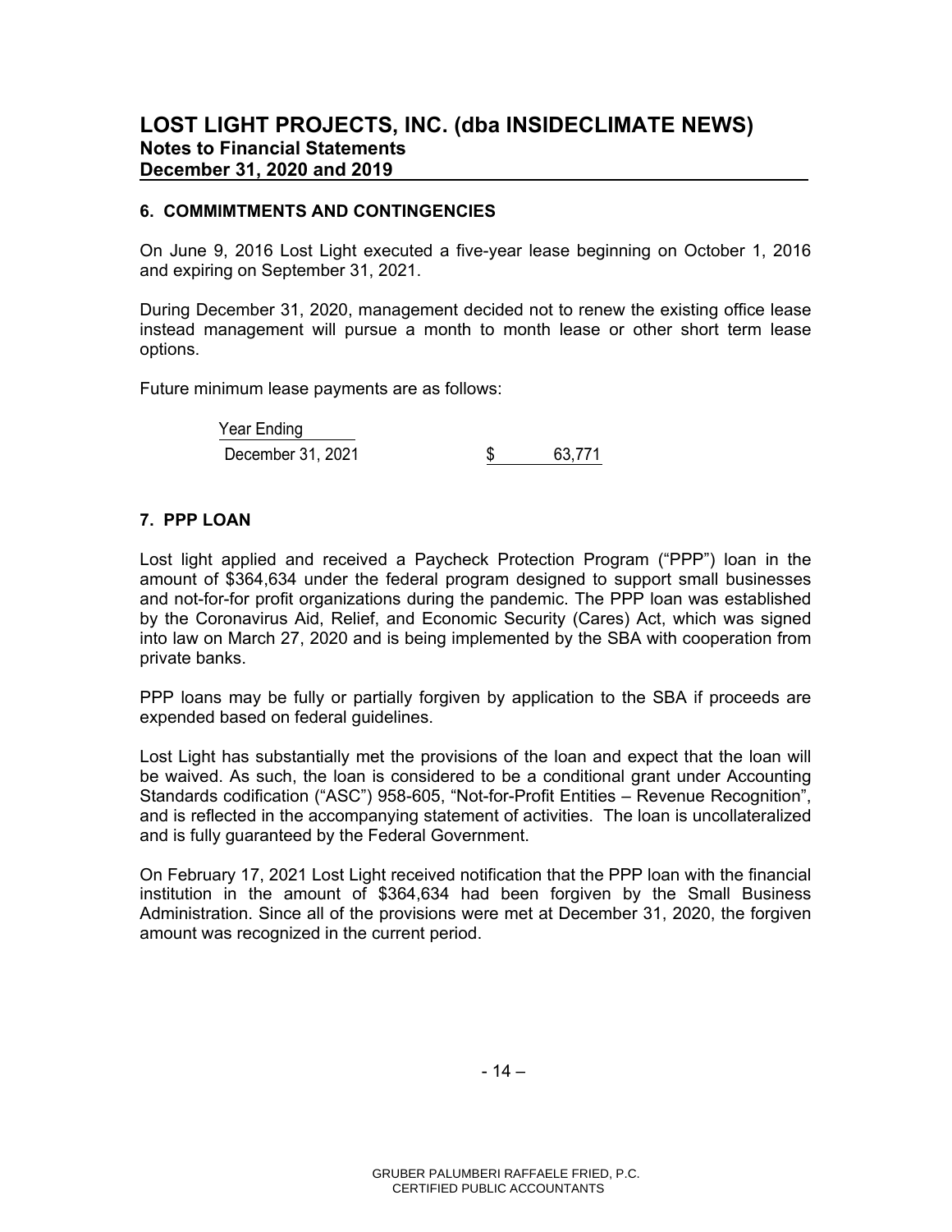## 6. COMMIMTMENTS AND CONTINGENCIES

On June 9, 2016 Lost Light executed a five-year lease beginning on October 1, 2016 and expiring on September 31, 2021.

During December 31, 2020, management decided not to renew the existing office lease instead management will pursue a month to month lease or other short term lease options.

Future minimum lease payments are as follows:

| Year Ending | |
|---|---|
| December 31, 2021 | $ 63,771 |

## 7. PPP LOAN

Lost light applied and received a Paycheck Protection Program ("PPP") loan in the amount of $364,634 under the federal program designed to support small businesses and not-for-for profit organizations during the pandemic. The PPP loan was established by the Coronavirus Aid, Relief, and Economic Security (Cares) Act, which was signed into law on March 27, 2020 and is being implemented by the SBA with cooperation from private banks.

PPP loans may be fully or partially forgiven by application to the SBA if proceeds are expended based on federal guidelines.

Lost Light has substantially met the provisions of the loan and expect that the loan will be waived. As such, the loan is considered to be a conditional grant under Accounting Standards codification ("ASC") 958-605, "Not-for-Profit Entities – Revenue Recognition", and is reflected in the accompanying statement of activities. The loan is uncollateralized and is fully guaranteed by the Federal Government.

On February 17, 2021 Lost Light received notification that the PPP loan with the financial institution in the amount of $364,634 had been forgiven by the Small Business Administration. Since all of the provisions were met at December 31, 2020, the forgiven amount was recognized in the current period.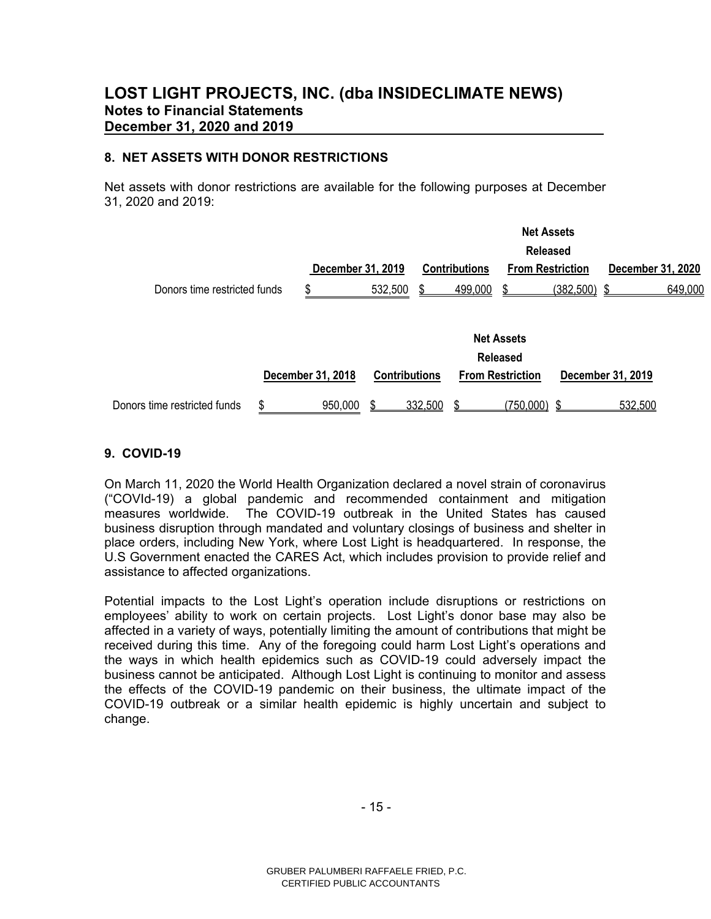# LOST LIGHT PROJECTS, INC. (dba INSIDECLIMATE NEWS)
## Notes to Financial Statements
## December 31, 2020 and 2019

### 8. NET ASSETS WITH DONOR RESTRICTIONS

Net assets with donor restrictions are available for the following purposes at December 31, 2020 and 2019:

| | December 31, 2019 | Contributions | Net Assets Released From Restriction | December 31, 2020 |
|---|---|---|---|---|
| Donors time restricted funds | $ 532,500 | $ 499,000 | $ (382,500) | $ 649,000 |

| | December 31, 2018 | Contributions | Net Assets Released From Restriction | December 31, 2019 |
|---|---|---|---|---|
| Donors time restricted funds | $ 950,000 | $ 332,500 | $ (750,000) | $ 532,500 |

### 9. COVID-19

On March 11, 2020 the World Health Organization declared a novel strain of coronavirus ("COVId-19) a global pandemic and recommended containment and mitigation measures worldwide. The COVID-19 outbreak in the United States has caused business disruption through mandated and voluntary closings of business and shelter in place orders, including New York, where Lost Light is headquartered. In response, the U.S Government enacted the CARES Act, which includes provision to provide relief and assistance to affected organizations.

Potential impacts to the Lost Light's operation include disruptions or restrictions on employees' ability to work on certain projects. Lost Light's donor base may also be affected in a variety of ways, potentially limiting the amount of contributions that might be received during this time. Any of the foregoing could harm Lost Light's operations and the ways in which health epidemics such as COVID-19 could adversely impact the business cannot be anticipated. Although Lost Light is continuing to monitor and assess the effects of the COVID-19 pandemic on their business, the ultimate impact of the COVID-19 outbreak or a similar health epidemic is highly uncertain and subject to change.

GRUBER PALUMBERI RAFFAELE FRIED, P.C.
CERTIFIED PUBLIC ACCOUNTANTS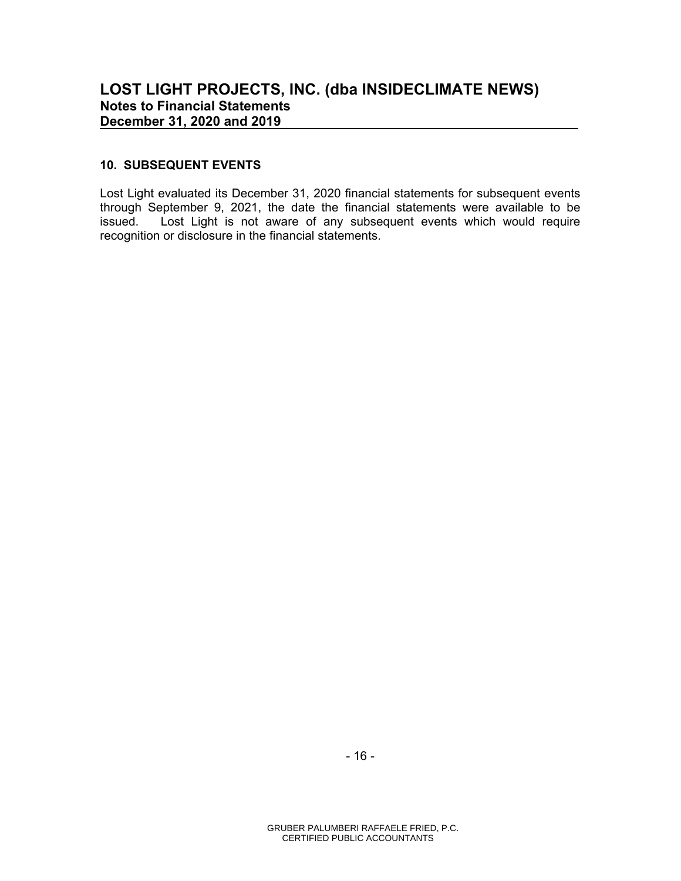## 10. SUBSEQUENT EVENTS

Lost Light evaluated its December 31, 2020 financial statements for subsequent events through September 9, 2021, the date the financial statements were available to be issued. Lost Light is not aware of any subsequent events which would require recognition or disclosure in the financial statements.